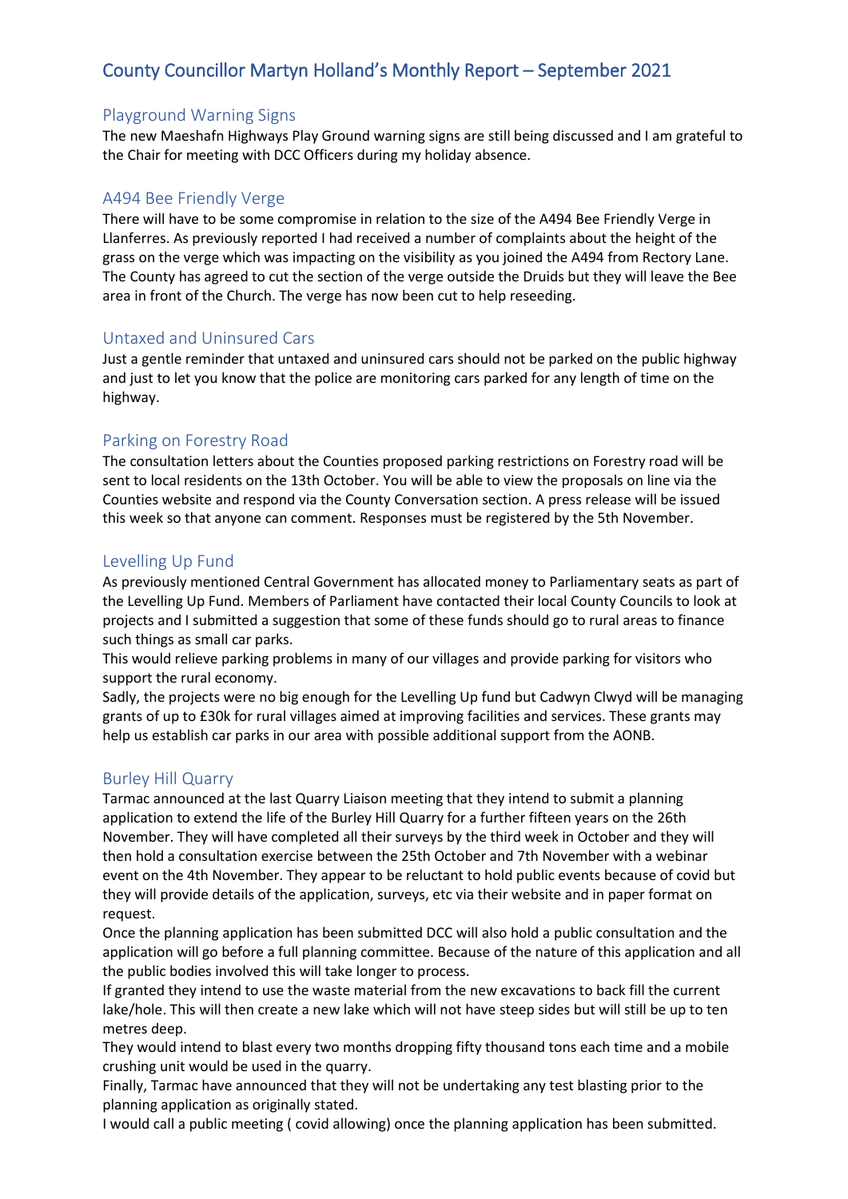# County Councillor Martyn Holland's Monthly Report – September 2021

## Playground Warning Signs

The new Maeshafn Highways Play Ground warning signs are still being discussed and I am grateful to the Chair for meeting with DCC Officers during my holiday absence.

## A494 Bee Friendly Verge

There will have to be some compromise in relation to the size of the A494 Bee Friendly Verge in Llanferres. As previously reported I had received a number of complaints about the height of the grass on the verge which was impacting on the visibility as you joined the A494 from Rectory Lane. The County has agreed to cut the section of the verge outside the Druids but they will leave the Bee area in front of the Church. The verge has now been cut to help reseeding.

## Untaxed and Uninsured Cars

Just a gentle reminder that untaxed and uninsured cars should not be parked on the public highway and just to let you know that the police are monitoring cars parked for any length of time on the highway.

## Parking on Forestry Road

The consultation letters about the Counties proposed parking restrictions on Forestry road will be sent to local residents on the 13th October. You will be able to view the proposals on line via the Counties website and respond via the County Conversation section. A press release will be issued this week so that anyone can comment. Responses must be registered by the 5th November.

## Levelling Up Fund

As previously mentioned Central Government has allocated money to Parliamentary seats as part of the Levelling Up Fund. Members of Parliament have contacted their local County Councils to look at projects and I submitted a suggestion that some of these funds should go to rural areas to finance such things as small car parks.

This would relieve parking problems in many of our villages and provide parking for visitors who support the rural economy.

Sadly, the projects were no big enough for the Levelling Up fund but Cadwyn Clwyd will be managing grants of up to £30k for rural villages aimed at improving facilities and services. These grants may help us establish car parks in our area with possible additional support from the AONB.

## Burley Hill Quarry

Tarmac announced at the last Quarry Liaison meeting that they intend to submit a planning application to extend the life of the Burley Hill Quarry for a further fifteen years on the 26th November. They will have completed all their surveys by the third week in October and they will then hold a consultation exercise between the 25th October and 7th November with a webinar event on the 4th November. They appear to be reluctant to hold public events because of covid but they will provide details of the application, surveys, etc via their website and in paper format on request.

Once the planning application has been submitted DCC will also hold a public consultation and the application will go before a full planning committee. Because of the nature of this application and all the public bodies involved this will take longer to process.

If granted they intend to use the waste material from the new excavations to back fill the current lake/hole. This will then create a new lake which will not have steep sides but will still be up to ten metres deep.

They would intend to blast every two months dropping fifty thousand tons each time and a mobile crushing unit would be used in the quarry.

Finally, Tarmac have announced that they will not be undertaking any test blasting prior to the planning application as originally stated.

I would call a public meeting ( covid allowing) once the planning application has been submitted.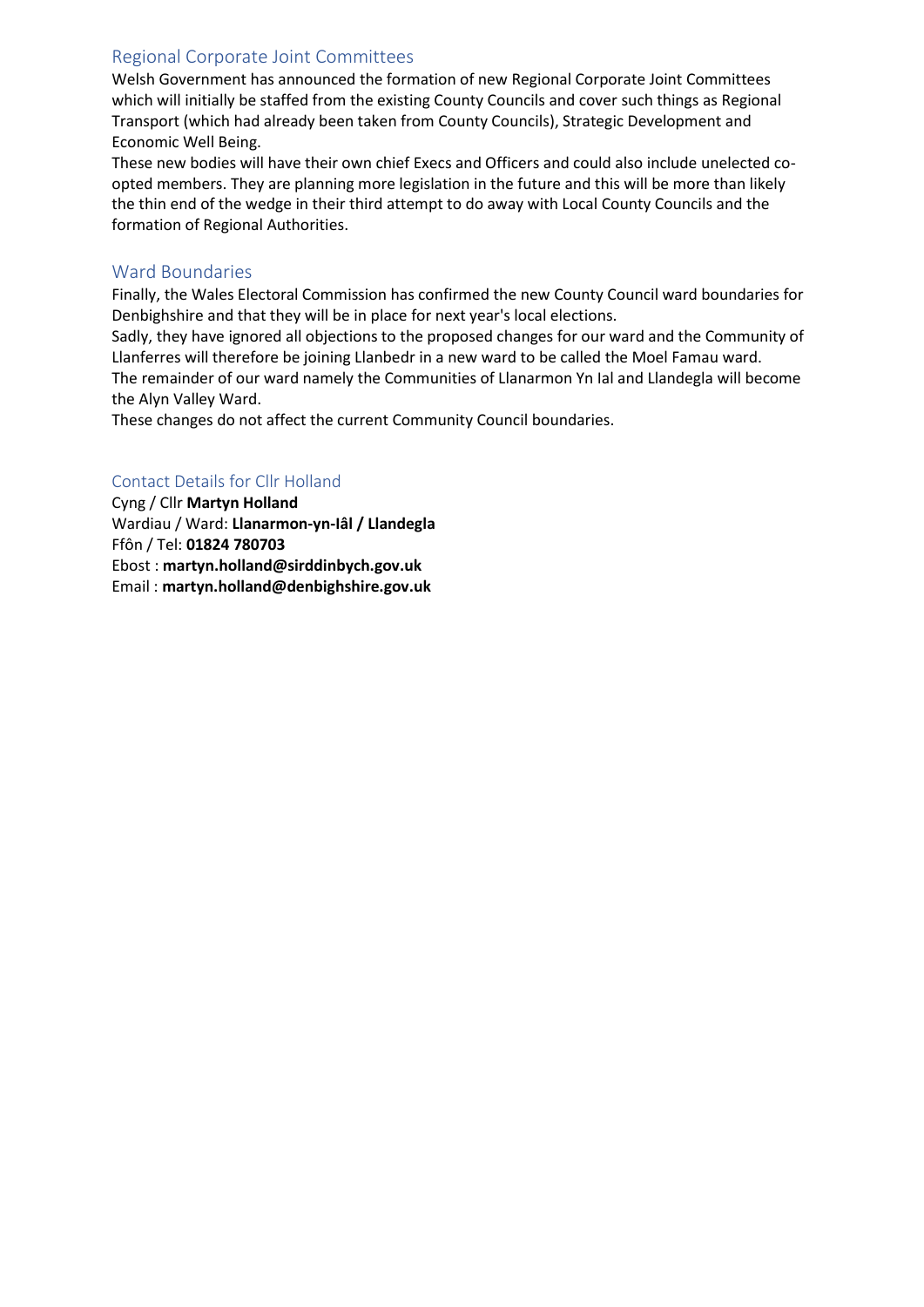## Regional Corporate Joint Committees

Welsh Government has announced the formation of new Regional Corporate Joint Committees which will initially be staffed from the existing County Councils and cover such things as Regional Transport (which had already been taken from County Councils), Strategic Development and Economic Well Being.

These new bodies will have their own chief Execs and Officers and could also include unelected co-opted members. They are planning more legislation in the future and this will be more than likely the thin end of the wedge in their third attempt to do away with Local County Councils and the formation of Regional Authorities.

## Ward Boundaries

Finally, the Wales Electoral Commission has confirmed the new County Council ward boundaries for Denbighshire and that they will be in place for next year's local elections.

Sadly, they have ignored all objections to the proposed changes for our ward and the Community of Llanferres will therefore be joining Llanbedr in a new ward to be called the Moel Famau ward.

The remainder of our ward namely the Communities of Llanarmon Yn Ial and Llandegla will become the Alyn Valley Ward.

These changes do not affect the current Community Council boundaries.

## Contact Details for Cllr Holland

Cyng / Cllr **Martyn Holland**
Wardiau / Ward: **Llanarmon-yn-Iâl / Llandegla**
Ffôn / Tel: **01824 780703**
Ebost : **martyn.holland@sirddinbych.gov.uk**
Email : **martyn.holland@denbighshire.gov.uk**